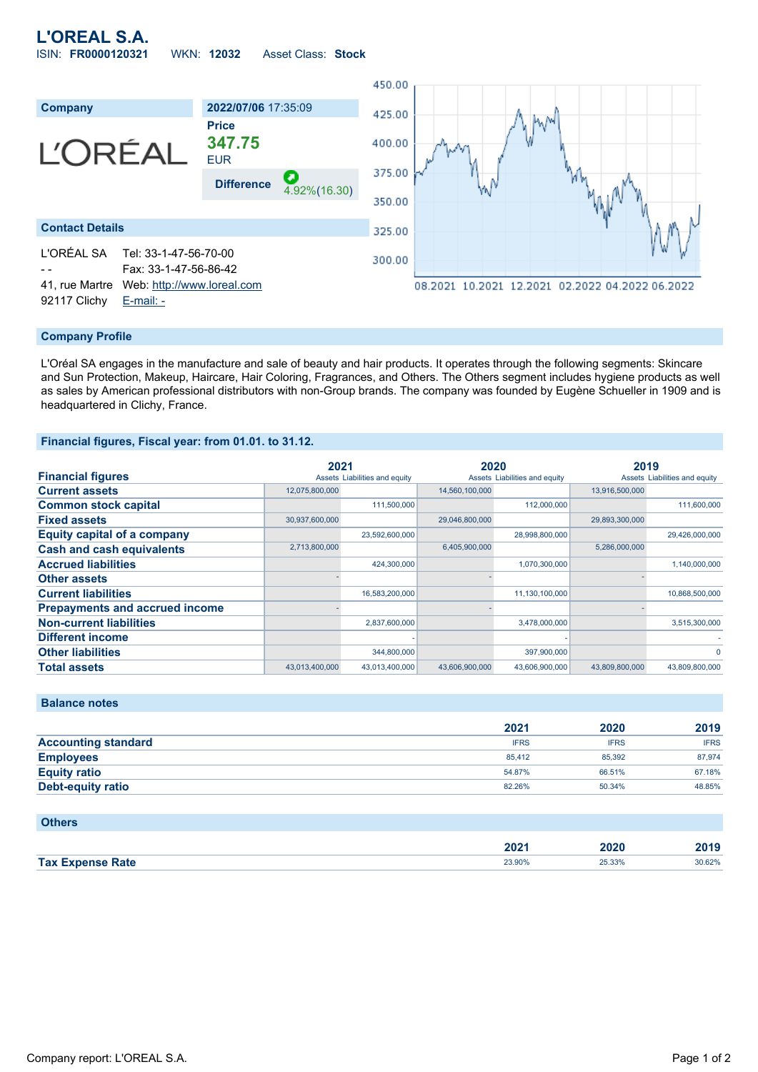# L'OREAL S.A.

ISIN: **FR0000120321** WKN: **12032** Asset Class: **Stock**

| Company | 2022/07/06 17:35:09 |
|---|---|
| L'ORÉAL | **Price** 347.75 EUR |
| | **Difference** 4.92%(16.30) |

## Contact Details

L'ORÉAL SA
- -
41, rue Martre
92117 Clichy

Tel: 33-1-47-56-70-00
Fax: 33-1-47-56-86-42
Web: http://www.loreal.com
E-mail: -

## Company Profile

L'Oréal SA engages in the manufacture and sale of beauty and hair products. It operates through the following segments: Skincare and Sun Protection, Makeup, Haircare, Hair Coloring, Fragrances, and Others. The Others segment includes hygiene products as well as sales by American professional distributors with non-Group brands. The company was founded by Eugène Schueller in 1909 and is headquartered in Clichy, France.

## Financial figures, Fiscal year: from 01.01. to 31.12.

| Financial figures | 2021 | | 2020 | | 2019 | |
|---|---|---|---|---|---|---|
| | Assets | Liabilities and equity | Assets | Liabilities and equity | Assets | Liabilities and equity |
| **Current assets** | 12,075,800,000 | | 14,560,100,000 | | 13,916,500,000 | |
| **Common stock capital** | | 111,500,000 | | 112,000,000 | | 111,600,000 |
| **Fixed assets** | 30,937,600,000 | | 29,046,800,000 | | 29,893,300,000 | |
| **Equity capital of a company** | | 23,592,600,000 | | 28,998,800,000 | | 29,426,000,000 |
| **Cash and cash equivalents** | 2,713,800,000 | | 6,405,900,000 | | 5,286,000,000 | |
| **Accrued liabilities** | | 424,300,000 | | 1,070,300,000 | | 1,140,000,000 |
| **Other assets** | - | | - | | - | |
| **Current liabilities** | | 16,583,200,000 | | 11,130,100,000 | | 10,868,500,000 |
| **Prepayments and accrued income** | - | | - | | - | |
| **Non-current liabilities** | | 2,837,600,000 | | 3,478,000,000 | | 3,515,300,000 |
| **Different income** | | - | | - | | - |
| **Other liabilities** | | 344,800,000 | | 397,900,000 | | 0 |
| **Total assets** | 43,013,400,000 | 43,013,400,000 | 43,606,900,000 | 43,606,900,000 | 43,809,800,000 | 43,809,800,000 |

## Balance notes

| | 2021 | 2020 | 2019 |
|---|---|---|---|
| **Accounting standard** | IFRS | IFRS | IFRS |
| **Employees** | 85,412 | 85,392 | 87,974 |
| **Equity ratio** | 54.87% | 66.51% | 67.18% |
| **Debt-equity ratio** | 82.26% | 50.34% | 48.85% |

## Others

| | 2021 | 2020 | 2019 |
|---|---|---|---|
| **Tax Expense Rate** | 23.90% | 25.33% | 30.62% |

Company report: L'OREAL S.A.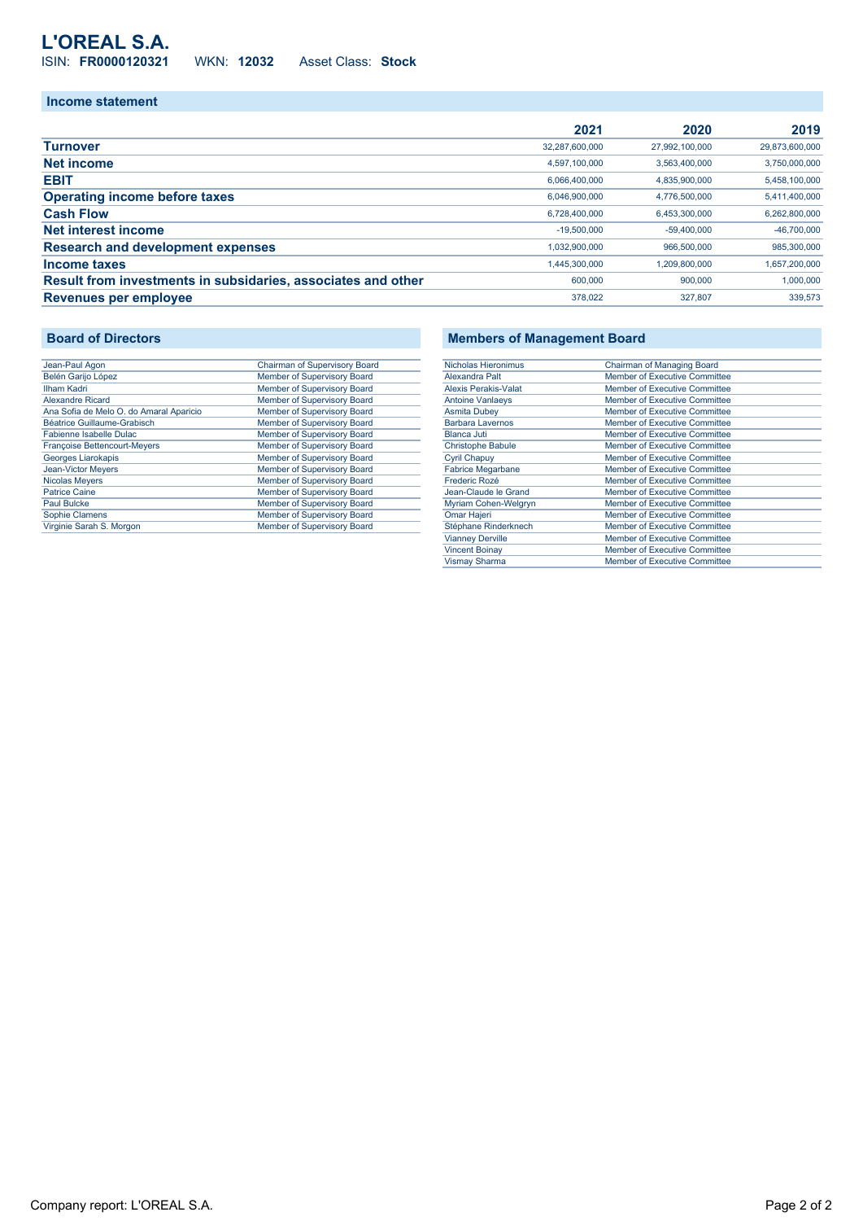# L'OREAL S.A.

ISIN: **FR0000120321** WKN: **12032** Asset Class: **Stock**

## Income statement

| | 2021 | 2020 | 2019 |
|---|---|---|---|
| **Turnover** | 32,287,600,000 | 27,992,100,000 | 29,873,600,000 |
| **Net income** | 4,597,100,000 | 3,563,400,000 | 3,750,000,000 |
| **EBIT** | 6,066,400,000 | 4,835,900,000 | 5,458,100,000 |
| **Operating income before taxes** | 6,046,900,000 | 4,776,500,000 | 5,411,400,000 |
| **Cash Flow** | 6,728,400,000 | 6,453,300,000 | 6,262,800,000 |
| **Net interest income** | -19,500,000 | -59,400,000 | -46,700,000 |
| **Research and development expenses** | 1,032,900,000 | 966,500,000 | 985,300,000 |
| **Income taxes** | 1,445,300,000 | 1,209,800,000 | 1,657,200,000 |
| **Result from investments in subsidaries, associates and other** | 600,000 | 900,000 | 1,000,000 |
| **Revenues per employee** | 378,022 | 327,807 | 339,573 |

## Board of Directors

| | |
|---|---|
| Jean-Paul Agon | Chairman of Supervisory Board |
| Belén Garijo López | Member of Supervisory Board |
| Ilham Kadri | Member of Supervisory Board |
| Alexandre Ricard | Member of Supervisory Board |
| Ana Sofia de Melo O. do Amaral Aparicio | Member of Supervisory Board |
| Béatrice Guillaume-Grabisch | Member of Supervisory Board |
| Fabienne Isabelle Dulac | Member of Supervisory Board |
| Françoise Bettencourt-Meyers | Member of Supervisory Board |
| Georges Liarokapis | Member of Supervisory Board |
| Jean-Victor Meyers | Member of Supervisory Board |
| Nicolas Meyers | Member of Supervisory Board |
| Patrice Caine | Member of Supervisory Board |
| Paul Bulcke | Member of Supervisory Board |
| Sophie Clamens | Member of Supervisory Board |
| Virginie Sarah S. Morgon | Member of Supervisory Board |

## Members of Management Board

| | |
|---|---|
| Nicholas Hieronimus | Chairman of Managing Board |
| Alexandra Palt | Member of Executive Committee |
| Alexis Perakis-Valat | Member of Executive Committee |
| Antoine Vanlaeys | Member of Executive Committee |
| Asmita Dubey | Member of Executive Committee |
| Barbara Lavernos | Member of Executive Committee |
| Blanca Juti | Member of Executive Committee |
| Christophe Babule | Member of Executive Committee |
| Cyril Chapuy | Member of Executive Committee |
| Fabrice Megarbane | Member of Executive Committee |
| Frederic Rozé | Member of Executive Committee |
| Jean-Claude le Grand | Member of Executive Committee |
| Myriam Cohen-Welgryn | Member of Executive Committee |
| Omar Hajeri | Member of Executive Committee |
| Stéphane Rinderknech | Member of Executive Committee |
| Vianney Derville | Member of Executive Committee |
| Vincent Boinay | Member of Executive Committee |
| Vismay Sharma | Member of Executive Committee |